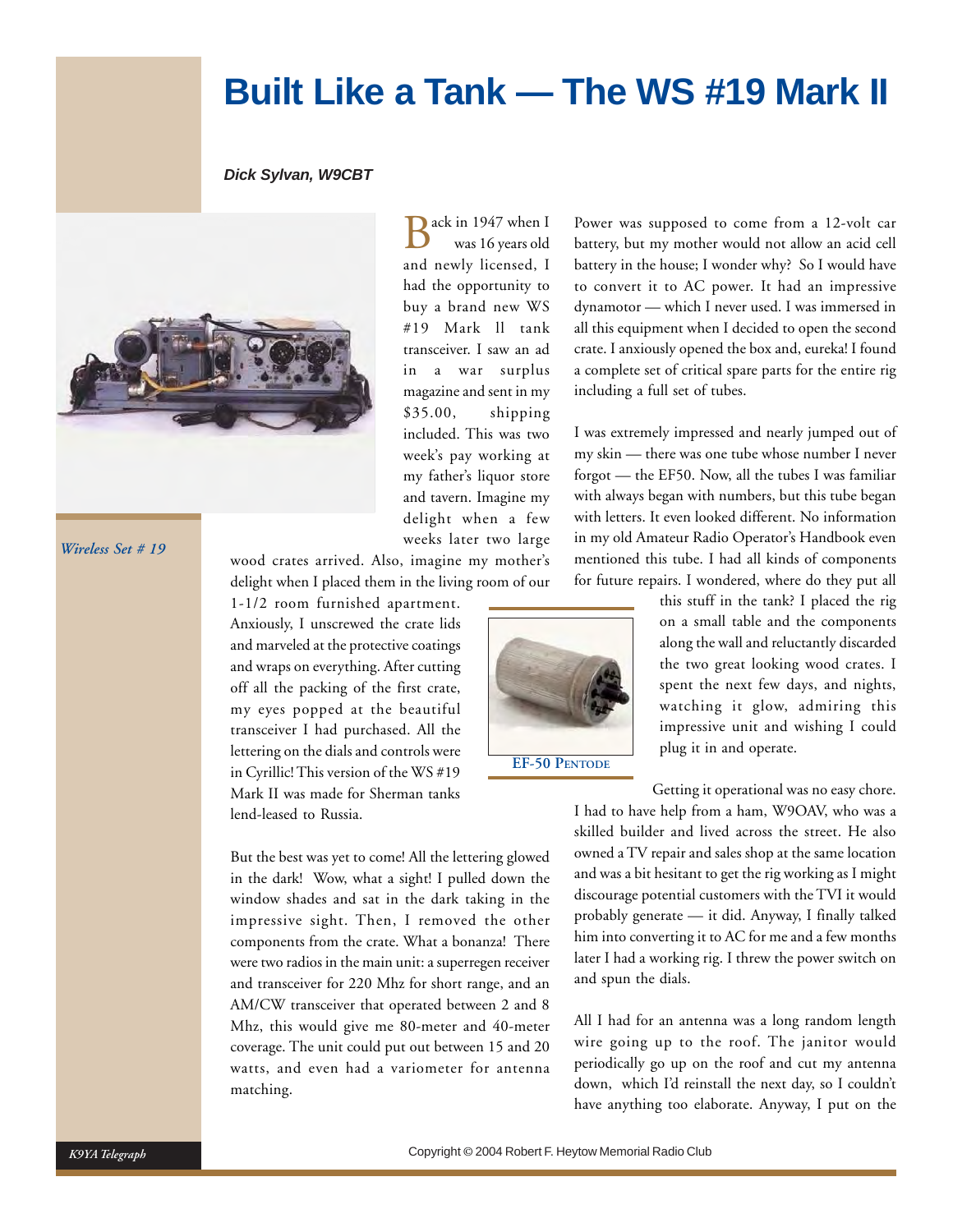# Built Like a Tank — The WS #19 Mark II

***Dick Sylvan, W9CBT***

*Wireless Set # 19*

Back in 1947 when I was 16 years old and newly licensed, I had the opportunity to buy a brand new WS #19 Mark ll tank transceiver. I saw an ad in a war surplus magazine and sent in my $35.00, shipping included. This was two week's pay working at my father's liquor store and tavern. Imagine my delight when a few weeks later two large wood crates arrived. Also, imagine my mother's delight when I placed them in the living room of our 1-1/2 room furnished apartment. Anxiously, I unscrewed the crate lids and marveled at the protective coatings and wraps on everything. After cutting off all the packing of the first crate, my eyes popped at the beautiful transceiver I had purchased. All the lettering on the dials and controls were in Cyrillic! This version of the WS #19 Mark II was made for Sherman tanks lend-leased to Russia.

But the best was yet to come! All the lettering glowed in the dark! Wow, what a sight! I pulled down the window shades and sat in the dark taking in the impressive sight. Then, I removed the other components from the crate. What a bonanza! There were two radios in the main unit: a superregen receiver and transceiver for 220 Mhz for short range, and an AM/CW transceiver that operated between 2 and 8 Mhz, this would give me 80-meter and 40-meter coverage. The unit could put out between 15 and 20 watts, and even had a variometer for antenna matching.

Power was supposed to come from a 12-volt car battery, but my mother would not allow an acid cell battery in the house; I wonder why? So I would have to convert it to AC power. It had an impressive dynamotor — which I never used. I was immersed in all this equipment when I decided to open the second crate. I anxiously opened the box and, eureka! I found a complete set of critical spare parts for the entire rig including a full set of tubes.

I was extremely impressed and nearly jumped out of my skin — there was one tube whose number I never forgot — the EF50. Now, all the tubes I was familiar with always began with numbers, but this tube began with letters. It even looked different. No information in my old Amateur Radio Operator's Handbook even mentioned this tube. I had all kinds of components for future repairs. I wondered, where do they put all this stuff in the tank? I placed the rig on a small table and the components along the wall and reluctantly discarded the two great looking wood crates. I spent the next few days, and nights, watching it glow, admiring this impressive unit and wishing I could plug it in and operate.

**EF-50 Pentode**

Getting it operational was no easy chore. I had to have help from a ham, W9OAV, who was a skilled builder and lived across the street. He also owned a TV repair and sales shop at the same location and was a bit hesitant to get the rig working as I might discourage potential customers with the TVI it would probably generate — it did. Anyway, I finally talked him into converting it to AC for me and a few months later I had a working rig. I threw the power switch on and spun the dials.

All I had for an antenna was a long random length wire going up to the roof. The janitor would periodically go up on the roof and cut my antenna down, which I'd reinstall the next day, so I couldn't have anything too elaborate. Anyway, I put on the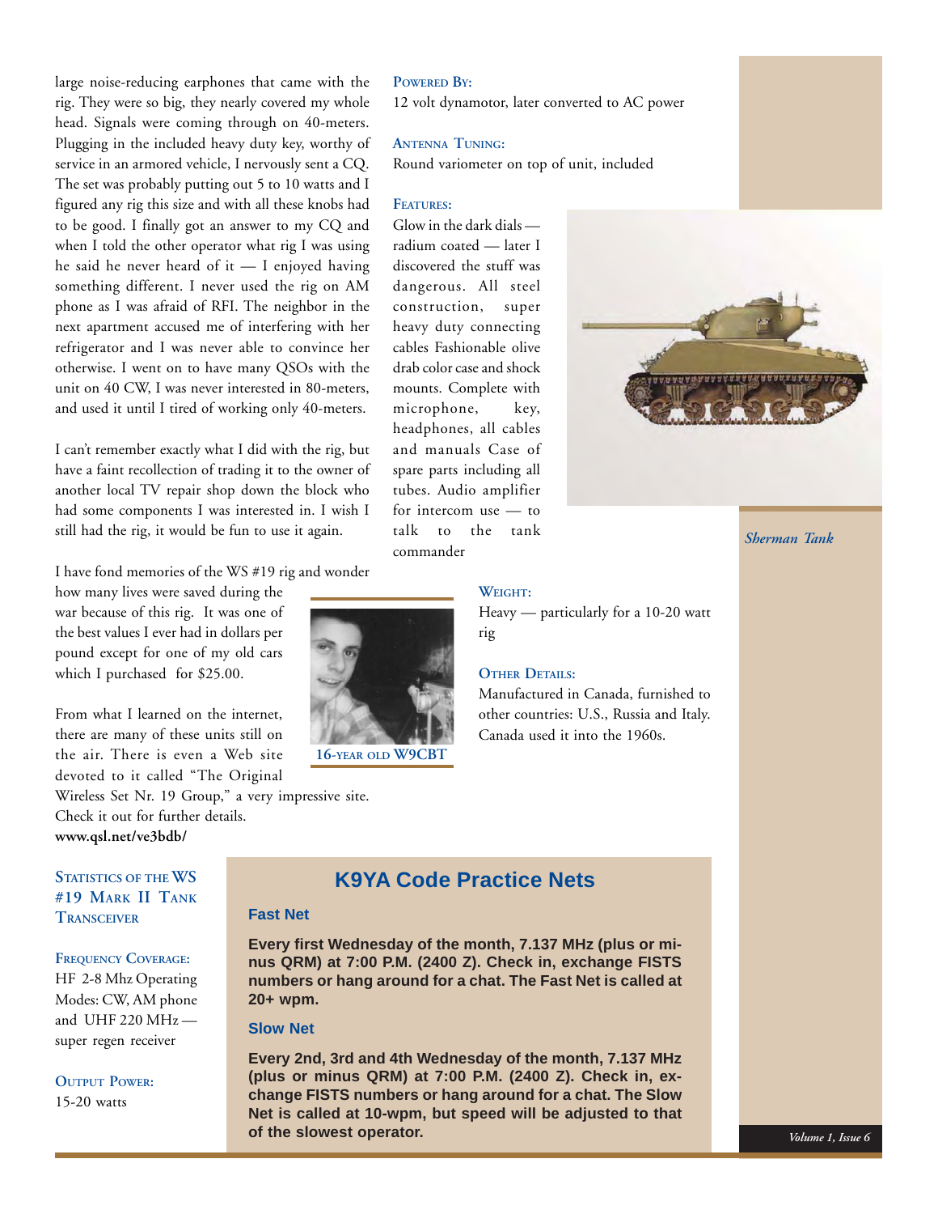large noise-reducing earphones that came with the rig. They were so big, they nearly covered my whole head. Signals were coming through on 40-meters. Plugging in the included heavy duty key, worthy of service in an armored vehicle, I nervously sent a CQ. The set was probably putting out 5 to 10 watts and I figured any rig this size and with all these knobs had to be good. I finally got an answer to my CQ and when I told the other operator what rig I was using he said he never heard of it — I enjoyed having something different. I never used the rig on AM phone as I was afraid of RFI. The neighbor in the next apartment accused me of interfering with her refrigerator and I was never able to convince her otherwise. I went on to have many QSOs with the unit on 40 CW, I was never interested in 80-meters, and used it until I tired of working only 40-meters.

I can't remember exactly what I did with the rig, but have a faint recollection of trading it to the owner of another local TV repair shop down the block who had some components I was interested in. I wish I still had the rig, it would be fun to use it again.

I have fond memories of the WS #19 rig and wonder how many lives were saved during the war because of this rig. It was one of the best values I ever had in dollars per pound except for one of my old cars which I purchased for $25.00.

From what I learned on the internet, there are many of these units still on the air. There is even a Web site devoted to it called "The Original Wireless Set Nr. 19 Group," a very impressive site. Check it out for further details.
**www.qsl.net/ve3bdb/**

16-YEAR OLD W9CBT

### Statistics of the WS #19 Mark II Tank Transceiver

**Frequency Coverage:**
HF 2-8 Mhz Operating Modes: CW, AM phone and UHF 220 MHz — super regen receiver

**Output Power:**
15-20 watts

**Powered By:**
12 volt dynamotor, later converted to AC power

**Antenna Tuning:**
Round variometer on top of unit, included

**Features:**
Glow in the dark dials — radium coated — later I discovered the stuff was dangerous. All steel construction, super heavy duty connecting cables Fashionable olive drab color case and shock mounts. Complete with microphone, key, headphones, all cables and manuals Case of spare parts including all tubes. Audio amplifier for intercom use — to talk to the tank commander

**Weight:**
Heavy — particularly for a 10-20 watt rig

**Other Details:**
Manufactured in Canada, furnished to other countries: U.S., Russia and Italy. Canada used it into the 1960s.

*Sherman Tank*

## K9YA Code Practice Nets

### Fast Net

**Every first Wednesday of the month, 7.137 MHz (plus or minus QRM) at 7:00 P.M. (2400 Z). Check in, exchange FISTS numbers or hang around for a chat. The Fast Net is called at 20+ wpm.**

### Slow Net

**Every 2nd, 3rd and 4th Wednesday of the month, 7.137 MHz (plus or minus QRM) at 7:00 P.M. (2400 Z). Check in, exchange FISTS numbers or hang around for a chat. The Slow Net is called at 10-wpm, but speed will be adjusted to that of the slowest operator.**